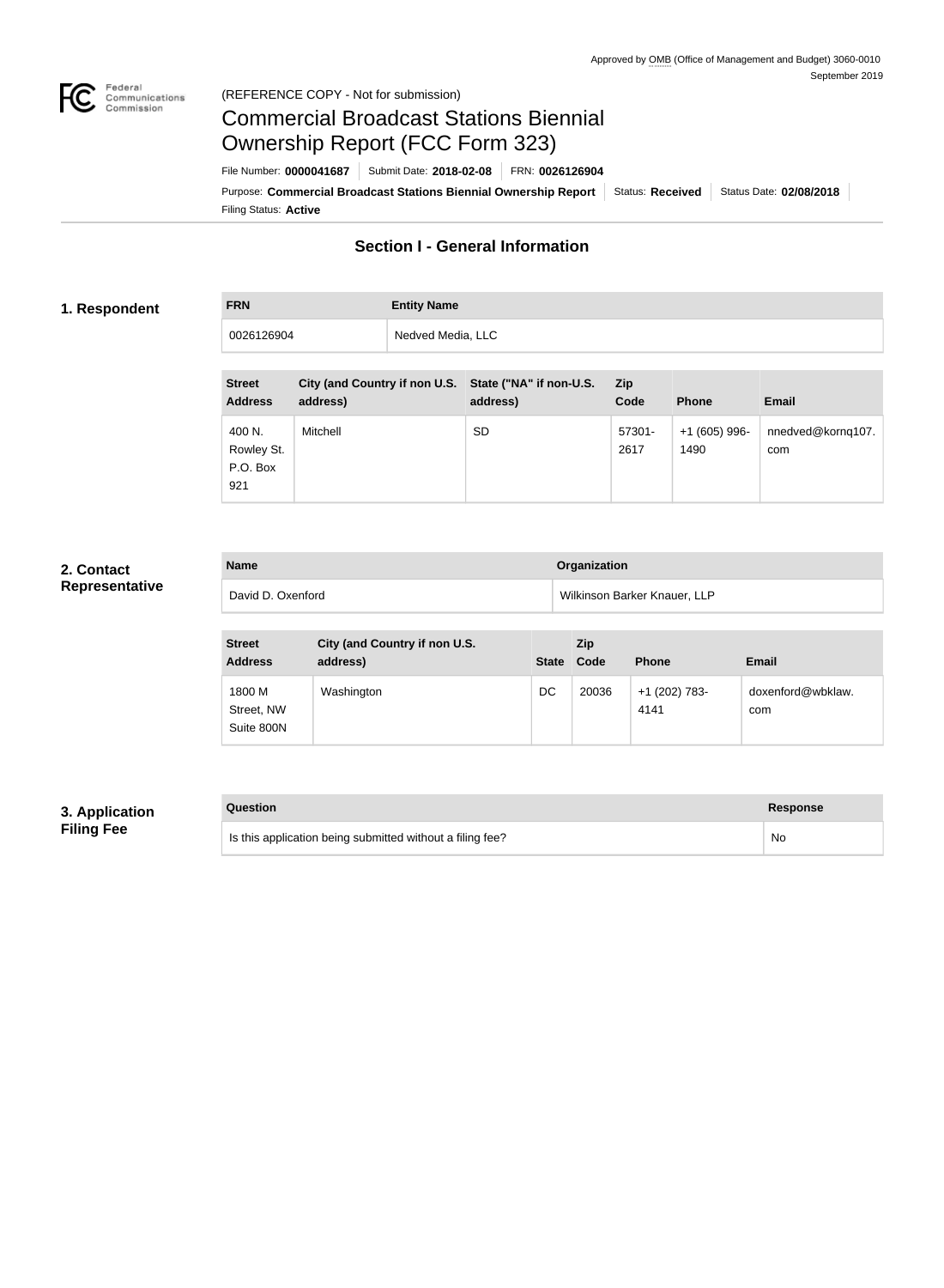Approved by OMB (Office of Management and Budget) 3060-0010
September 2019

(REFERENCE COPY - Not for submission)

# Commercial Broadcast Stations Biennial Ownership Report (FCC Form 323)

File Number: **0000041687** | Submit Date: **2018-02-08** | FRN: **0026126904**

Purpose: **Commercial Broadcast Stations Biennial Ownership Report** | Status: **Received** | Status Date: **02/08/2018**

Filing Status: **Active**

## Section I - General Information

### 1. Respondent

| FRN | Entity Name |
|---|---|
| 0026126904 | Nedved Media, LLC |

| Street Address | City (and Country if non U.S. address) | State ("NA" if non-U.S. address) | Zip Code | Phone | Email |
|---|---|---|---|---|---|
| 400 N. Rowley St. P.O. Box 921 | Mitchell | SD | 57301-2617 | +1 (605) 996-1490 | nnedved@kornq107.com |

### 2. Contact Representative

| Name | Organization |
|---|---|
| David D. Oxenford | Wilkinson Barker Knauer, LLP |

| Street Address | City (and Country if non U.S. address) | State | Zip Code | Phone | Email |
|---|---|---|---|---|---|
| 1800 M Street, NW Suite 800N | Washington | DC | 20036 | +1 (202) 783-4141 | doxenford@wbklaw.com |

### 3. Application Filing Fee

| Question | Response |
|---|---|
| Is this application being submitted without a filing fee? | No |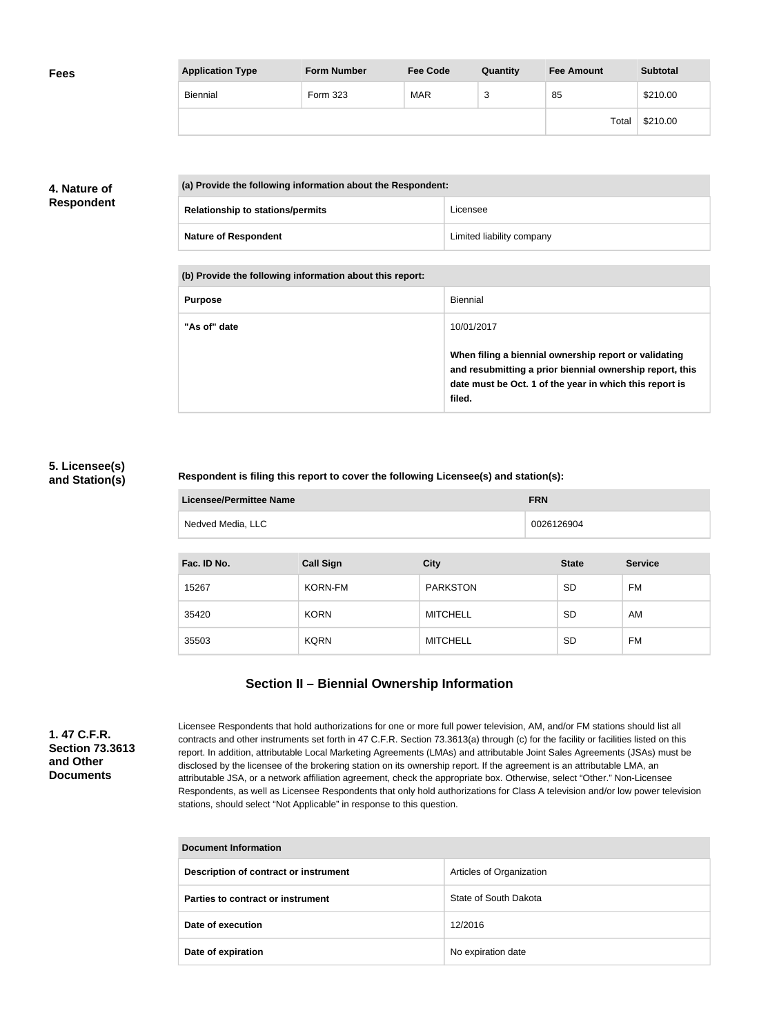**Fees**

| Application Type | Form Number | Fee Code | Quantity | Fee Amount | Subtotal |
|---|---|---|---|---|---|
| Biennial | Form 323 | MAR | 3 | 85 | $210.00 |
| | | | | Total | $210.00 |

**4. Nature of Respondent**

| (a) Provide the following information about the Respondent: | |
|---|---|
| Relationship to stations/permits | Licensee |
| Nature of Respondent | Limited liability company |

| (b) Provide the following information about this report: | |
|---|---|
| Purpose | Biennial |
| "As of" date | 10/01/2017<br><br>**When filing a biennial ownership report or validating and resubmitting a prior biennial ownership report, this date must be Oct. 1 of the year in which this report is filed.** |

**5. Licensee(s) and Station(s)**

**Respondent is filing this report to cover the following Licensee(s) and station(s):**

| Licensee/Permittee Name | FRN |
|---|---|
| Nedved Media, LLC | 0026126904 |

| Fac. ID No. | Call Sign | City | State | Service |
|---|---|---|---|---|
| 15267 | KORN-FM | PARKSTON | SD | FM |
| 35420 | KORN | MITCHELL | SD | AM |
| 35503 | KQRN | MITCHELL | SD | FM |

## Section II – Biennial Ownership Information

**1. 47 C.F.R. Section 73.3613 and Other Documents**

Licensee Respondents that hold authorizations for one or more full power television, AM, and/or FM stations should list all contracts and other instruments set forth in 47 C.F.R. Section 73.3613(a) through (c) for the facility or facilities listed on this report. In addition, attributable Local Marketing Agreements (LMAs) and attributable Joint Sales Agreements (JSAs) must be disclosed by the licensee of the brokering station on its ownership report. If the agreement is an attributable LMA, an attributable JSA, or a network affiliation agreement, check the appropriate box. Otherwise, select "Other." Non-Licensee Respondents, as well as Licensee Respondents that only hold authorizations for Class A television and/or low power television stations, should select "Not Applicable" in response to this question.

| Document Information | |
|---|---|
| Description of contract or instrument | Articles of Organization |
| Parties to contract or instrument | State of South Dakota |
| Date of execution | 12/2016 |
| Date of expiration | No expiration date |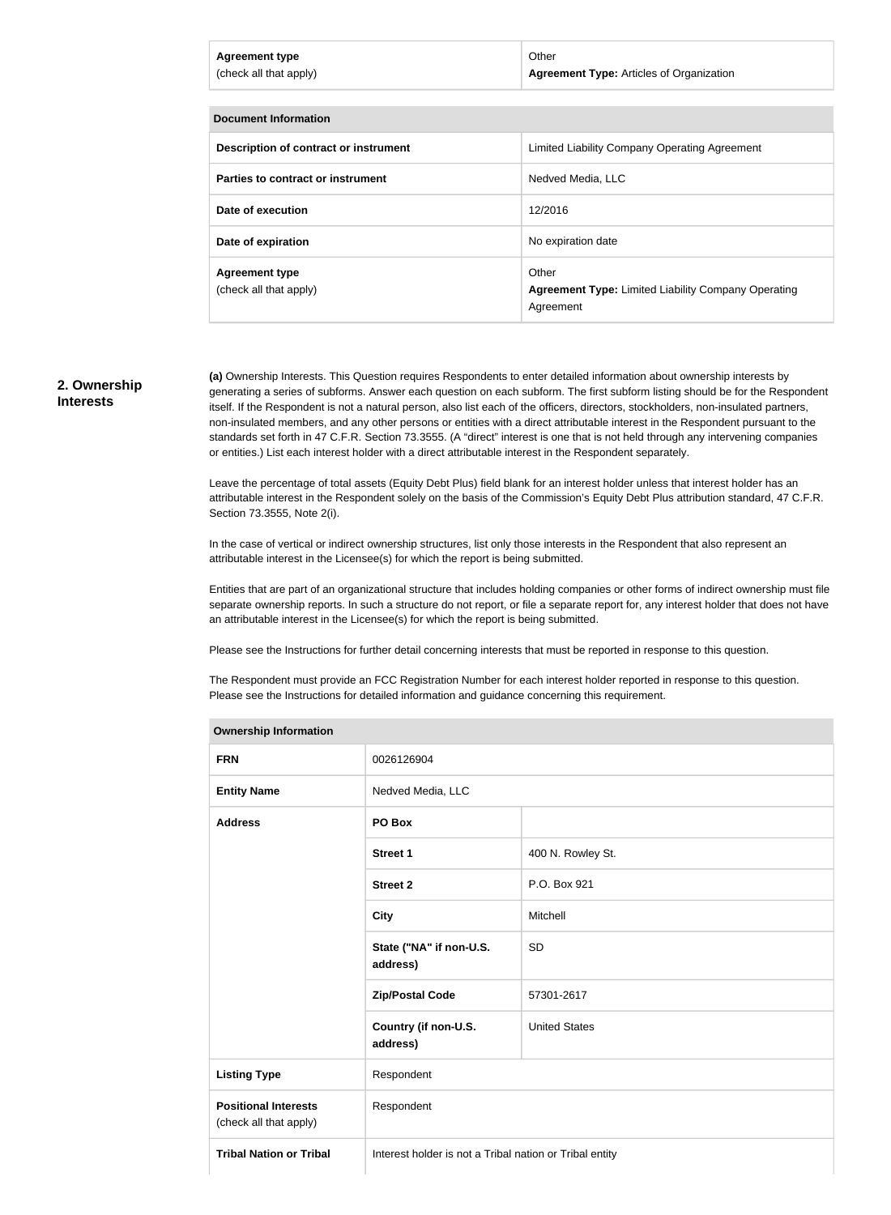| Agreement type (check all that apply) | Other **Agreement Type:** Articles of Organization |
| --- | --- |

| Document Information | |
| --- | --- |
| **Description of contract or instrument** | Limited Liability Company Operating Agreement |
| **Parties to contract or instrument** | Nedved Media, LLC |
| **Date of execution** | 12/2016 |
| **Date of expiration** | No expiration date |
| **Agreement type** (check all that apply) | Other **Agreement Type:** Limited Liability Company Operating Agreement |

## 2. Ownership Interests

**(a)** Ownership Interests. This Question requires Respondents to enter detailed information about ownership interests by generating a series of subforms. Answer each question on each subform. The first subform listing should be for the Respondent itself. If the Respondent is not a natural person, also list each of the officers, directors, stockholders, non-insulated partners, non-insulated members, and any other persons or entities with a direct attributable interest in the Respondent pursuant to the standards set forth in 47 C.F.R. Section 73.3555. (A "direct" interest is one that is not held through any intervening companies or entities.) List each interest holder with a direct attributable interest in the Respondent separately.

Leave the percentage of total assets (Equity Debt Plus) field blank for an interest holder unless that interest holder has an attributable interest in the Respondent solely on the basis of the Commission's Equity Debt Plus attribution standard, 47 C.F.R. Section 73.3555, Note 2(i).

In the case of vertical or indirect ownership structures, list only those interests in the Respondent that also represent an attributable interest in the Licensee(s) for which the report is being submitted.

Entities that are part of an organizational structure that includes holding companies or other forms of indirect ownership must file separate ownership reports. In such a structure do not report, or file a separate report for, any interest holder that does not have an attributable interest in the Licensee(s) for which the report is being submitted.

Please see the Instructions for further detail concerning interests that must be reported in response to this question.

The Respondent must provide an FCC Registration Number for each interest holder reported in response to this question. Please see the Instructions for detailed information and guidance concerning this requirement.

| Ownership Information | | |
| --- | --- | --- |
| **FRN** | 0026126904 | |
| **Entity Name** | Nedved Media, LLC | |
| **Address** | **PO Box** | |
| | **Street 1** | 400 N. Rowley St. |
| | **Street 2** | P.O. Box 921 |
| | **City** | Mitchell |
| | **State ("NA" if non-U.S. address)** | SD |
| | **Zip/Postal Code** | 57301-2617 |
| | **Country (if non-U.S. address)** | United States |
| **Listing Type** | Respondent | |
| **Positional Interests** (check all that apply) | Respondent | |
| **Tribal Nation or Tribal** | Interest holder is not a Tribal nation or Tribal entity | |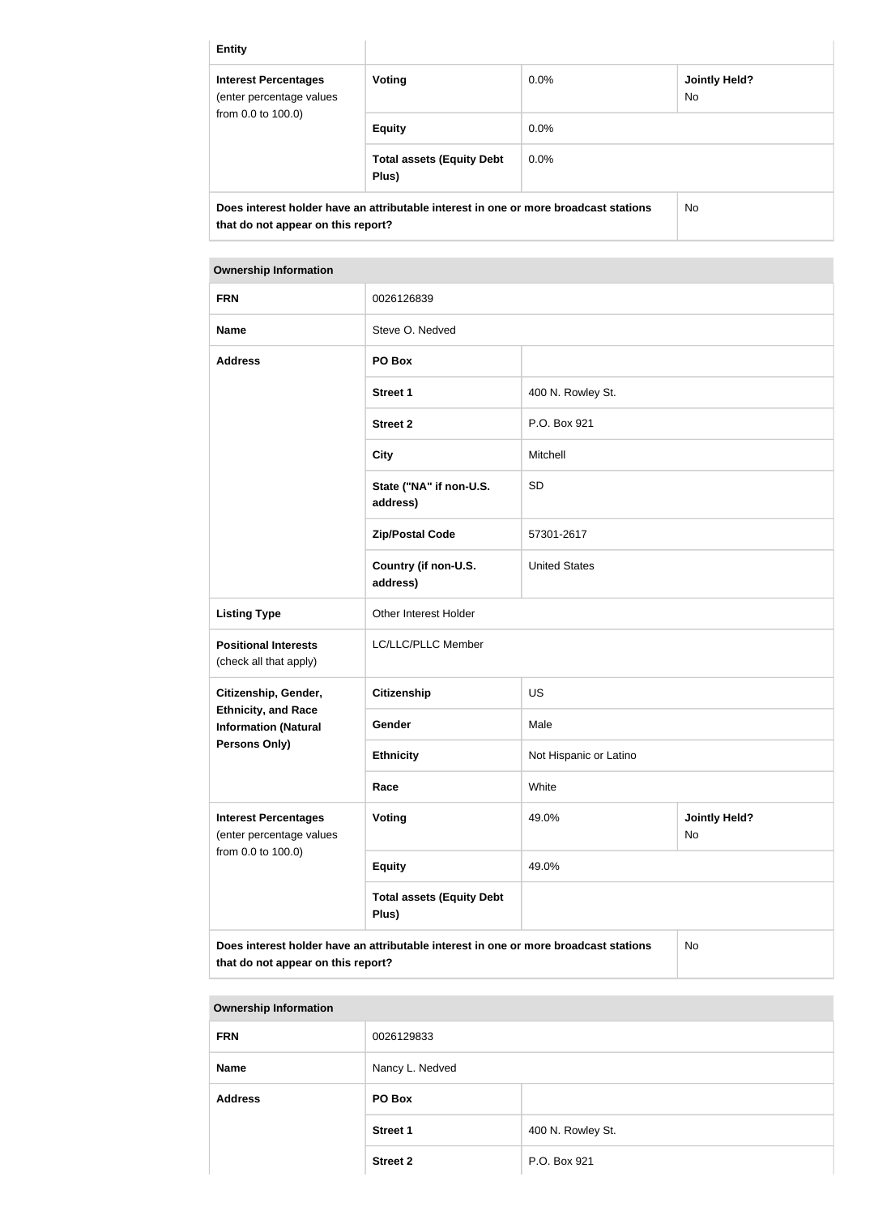| Entity | | | |
|---|---|---|---|
| **Interest Percentages** (enter percentage values from 0.0 to 100.0) | **Voting** | 0.0% | **Jointly Held?** No |
| | **Equity** | 0.0% | |
| | **Total assets (Equity Debt Plus)** | 0.0% | |
| **Does interest holder have an attributable interest in one or more broadcast stations that do not appear on this report?** | | | No |

| **Ownership Information** | | | |
|---|---|---|---|
| **FRN** | 0026126839 | | |
| **Name** | Steve O. Nedved | | |
| **Address** | **PO Box** | | |
| | **Street 1** | 400 N. Rowley St. | |
| | **Street 2** | P.O. Box 921 | |
| | **City** | Mitchell | |
| | **State ("NA" if non-U.S. address)** | SD | |
| | **Zip/Postal Code** | 57301-2617 | |
| | **Country (if non-U.S. address)** | United States | |
| **Listing Type** | Other Interest Holder | | |
| **Positional Interests** (check all that apply) | LC/LLC/PLLC Member | | |
| **Citizenship, Gender, Ethnicity, and Race Information (Natural Persons Only)** | **Citizenship** | US | |
| | **Gender** | Male | |
| | **Ethnicity** | Not Hispanic or Latino | |
| | **Race** | White | |
| **Interest Percentages** (enter percentage values from 0.0 to 100.0) | **Voting** | 49.0% | **Jointly Held?** No |
| | **Equity** | 49.0% | |
| | **Total assets (Equity Debt Plus)** | | |
| **Does interest holder have an attributable interest in one or more broadcast stations that do not appear on this report?** | | | No |

| **Ownership Information** | | |
|---|---|---|
| **FRN** | 0026129833 | |
| **Name** | Nancy L. Nedved | |
| **Address** | **PO Box** | |
| | **Street 1** | 400 N. Rowley St. |
| | **Street 2** | P.O. Box 921 |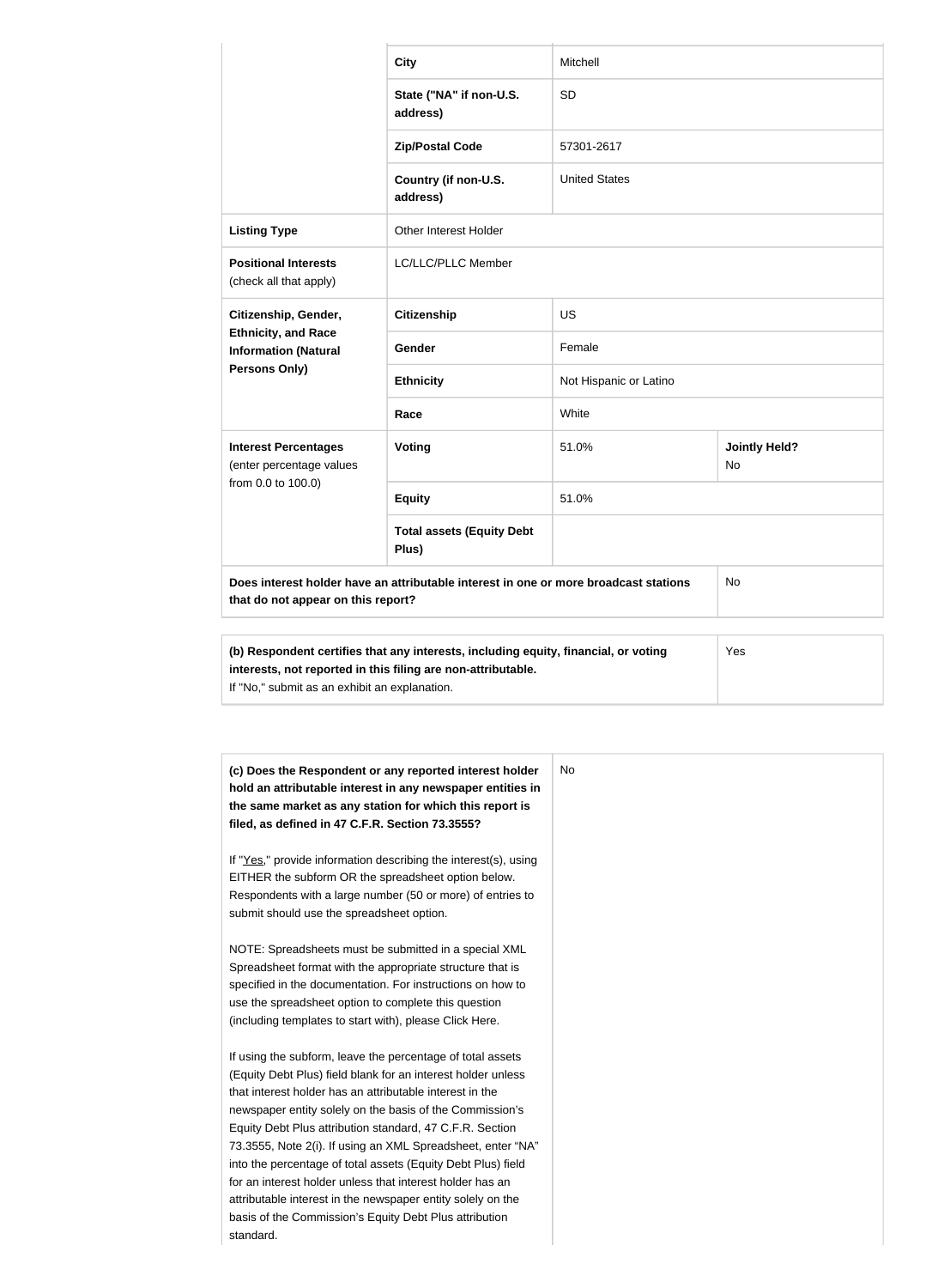| | | | |
|---|---|---|---|
| | **City** | Mitchell | |
| | **State ("NA" if non-U.S. address)** | SD | |
| | **Zip/Postal Code** | 57301-2617 | |
| | **Country (if non-U.S. address)** | United States | |
| **Listing Type** | Other Interest Holder | | |
| **Positional Interests** (check all that apply) | LC/LLC/PLLC Member | | |
| **Citizenship, Gender, Ethnicity, and Race Information (Natural Persons Only)** | **Citizenship** | US | |
| | **Gender** | Female | |
| | **Ethnicity** | Not Hispanic or Latino | |
| | **Race** | White | |
| **Interest Percentages** (enter percentage values from 0.0 to 100.0) | **Voting** | 51.0% | **Jointly Held?** No |
| | **Equity** | 51.0% | |
| | **Total assets (Equity Debt Plus)** | | |
| **Does interest holder have an attributable interest in one or more broadcast stations that do not appear on this report?** | | | No |

| | |
|---|---|
| **(b) Respondent certifies that any interests, including equity, financial, or voting interests, not reported in this filing are non-attributable.** If "No," submit as an exhibit an explanation. | Yes |

| | |
|---|---|
| **(c) Does the Respondent or any reported interest holder hold an attributable interest in any newspaper entities in the same market as any station for which this report is filed, as defined in 47 C.F.R. Section 73.3555?**<br><br>If "Yes," provide information describing the interest(s), using EITHER the subform OR the spreadsheet option below. Respondents with a large number (50 or more) of entries to submit should use the spreadsheet option.<br><br>NOTE: Spreadsheets must be submitted in a special XML Spreadsheet format with the appropriate structure that is specified in the documentation. For instructions on how to use the spreadsheet option to complete this question (including templates to start with), please Click Here.<br><br>If using the subform, leave the percentage of total assets (Equity Debt Plus) field blank for an interest holder unless that interest holder has an attributable interest in the newspaper entity solely on the basis of the Commission's Equity Debt Plus attribution standard, 47 C.F.R. Section 73.3555, Note 2(i). If using an XML Spreadsheet, enter "NA" into the percentage of total assets (Equity Debt Plus) field for an interest holder unless that interest holder has an attributable interest in the newspaper entity solely on the basis of the Commission's Equity Debt Plus attribution standard. | No |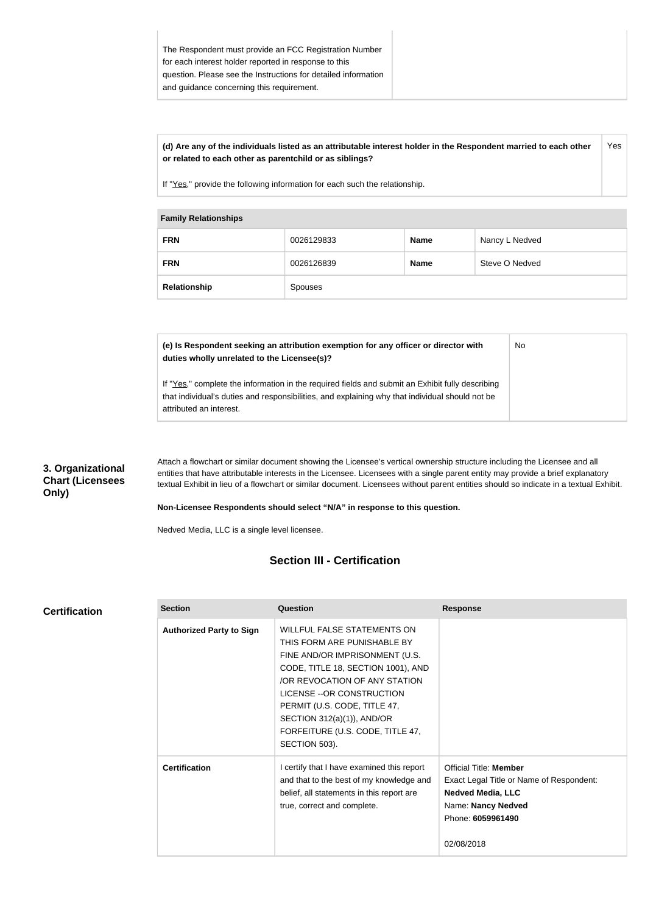| | |
|---|---|
| The Respondent must provide an FCC Registration Number for each interest holder reported in response to this question. Please see the Instructions for detailed information and guidance concerning this requirement. | |

| | |
|---|---|
| **(d) Are any of the individuals listed as an attributable interest holder in the Respondent married to each other or related to each other as parentchild or as siblings?**<br><br>If "Yes," provide the following information for each such the relationship. | Yes |

| Family Relationships | | | |
|---|---|---|---|
| **FRN** | 0026129833 | **Name** | Nancy L Nedved |
| **FRN** | 0026126839 | **Name** | Steve O Nedved |
| **Relationship** | Spouses | | |

| | |
|---|---|
| **(e) Is Respondent seeking an attribution exemption for any officer or director with duties wholly unrelated to the Licensee(s)?**<br><br>If "Yes," complete the information in the required fields and submit an Exhibit fully describing that individual's duties and responsibilities, and explaining why that individual should not be attributed an interest. | No |

### 3. Organizational Chart (Licensees Only)

Attach a flowchart or similar document showing the Licensee's vertical ownership structure including the Licensee and all entities that have attributable interests in the Licensee. Licensees with a single parent entity may provide a brief explanatory textual Exhibit in lieu of a flowchart or similar document. Licensees without parent entities should so indicate in a textual Exhibit.

**Non-Licensee Respondents should select "N/A" in response to this question.**

Nedved Media, LLC is a single level licensee.

## Section III - Certification

### Certification

| Section | Question | Response |
|---|---|---|
| **Authorized Party to Sign** | WILLFUL FALSE STATEMENTS ON THIS FORM ARE PUNISHABLE BY FINE AND/OR IMPRISONMENT (U.S. CODE, TITLE 18, SECTION 1001), AND /OR REVOCATION OF ANY STATION LICENSE --OR CONSTRUCTION PERMIT (U.S. CODE, TITLE 47, SECTION 312(a)(1)), AND/OR FORFEITURE (U.S. CODE, TITLE 47, SECTION 503). | |
| **Certification** | I certify that I have examined this report and that to the best of my knowledge and belief, all statements in this report are true, correct and complete. | Official Title: **Member**<br>Exact Legal Title or Name of Respondent: **Nedved Media, LLC**<br>Name: **Nancy Nedved**<br>Phone: **6059961490**<br><br>02/08/2018 |